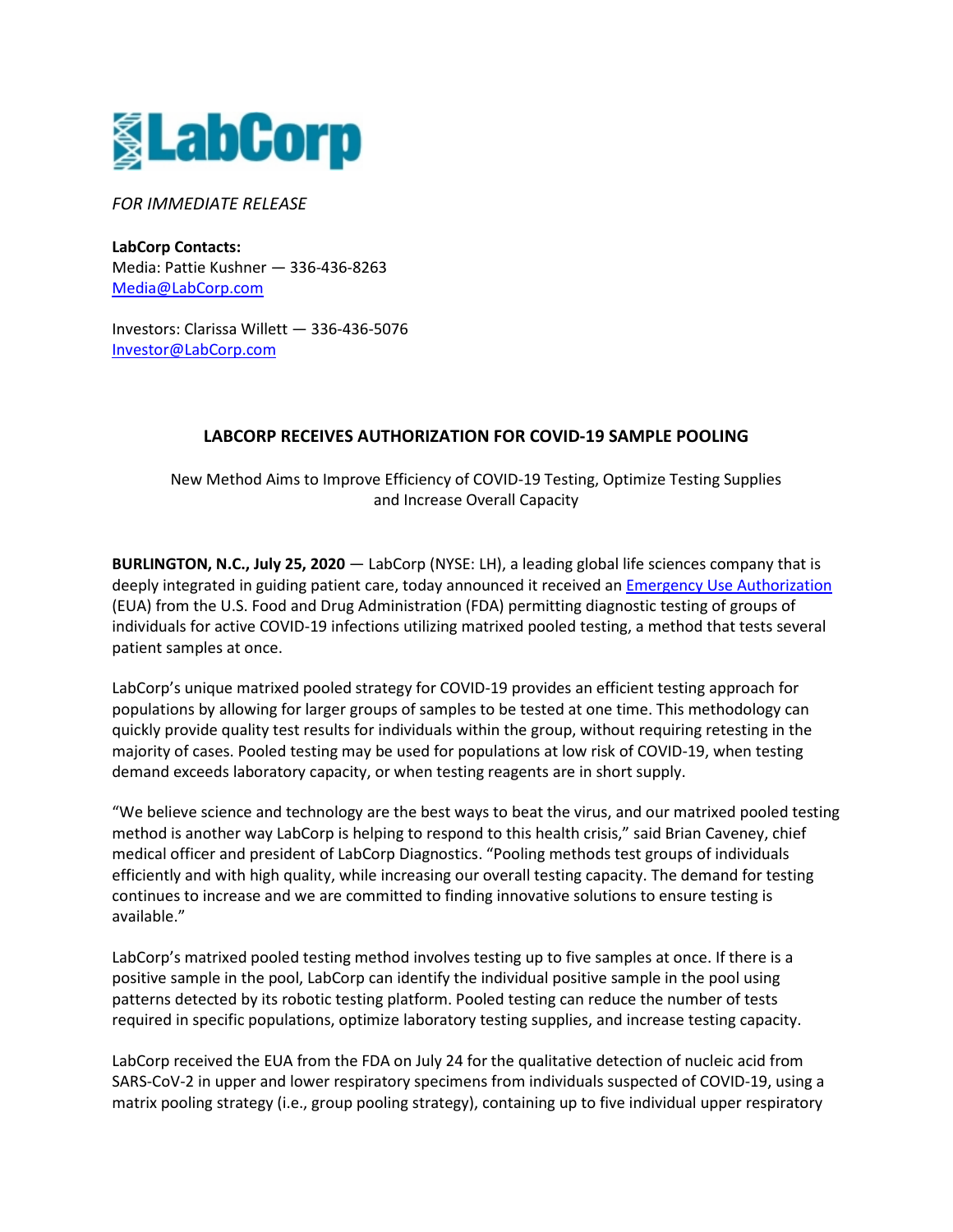LabCorp

*FOR IMMEDIATE RELEASE*

**LabCorp Contacts:**
Media: Pattie Kushner — 336-436-8263
Media@LabCorp.com

Investors: Clarissa Willett — 336-436-5076
Investor@LabCorp.com

# LABCORP RECEIVES AUTHORIZATION FOR COVID-19 SAMPLE POOLING

New Method Aims to Improve Efficiency of COVID-19 Testing, Optimize Testing Supplies and Increase Overall Capacity

**BURLINGTON, N.C., July 25, 2020** — LabCorp (NYSE: LH), a leading global life sciences company that is deeply integrated in guiding patient care, today announced it received an Emergency Use Authorization (EUA) from the U.S. Food and Drug Administration (FDA) permitting diagnostic testing of groups of individuals for active COVID-19 infections utilizing matrixed pooled testing, a method that tests several patient samples at once.

LabCorp's unique matrixed pooled strategy for COVID-19 provides an efficient testing approach for populations by allowing for larger groups of samples to be tested at one time. This methodology can quickly provide quality test results for individuals within the group, without requiring retesting in the majority of cases. Pooled testing may be used for populations at low risk of COVID-19, when testing demand exceeds laboratory capacity, or when testing reagents are in short supply.

"We believe science and technology are the best ways to beat the virus, and our matrixed pooled testing method is another way LabCorp is helping to respond to this health crisis," said Brian Caveney, chief medical officer and president of LabCorp Diagnostics. "Pooling methods test groups of individuals efficiently and with high quality, while increasing our overall testing capacity. The demand for testing continues to increase and we are committed to finding innovative solutions to ensure testing is available."

LabCorp's matrixed pooled testing method involves testing up to five samples at once. If there is a positive sample in the pool, LabCorp can identify the individual positive sample in the pool using patterns detected by its robotic testing platform. Pooled testing can reduce the number of tests required in specific populations, optimize laboratory testing supplies, and increase testing capacity.

LabCorp received the EUA from the FDA on July 24 for the qualitative detection of nucleic acid from SARS-CoV-2 in upper and lower respiratory specimens from individuals suspected of COVID-19, using a matrix pooling strategy (i.e., group pooling strategy), containing up to five individual upper respiratory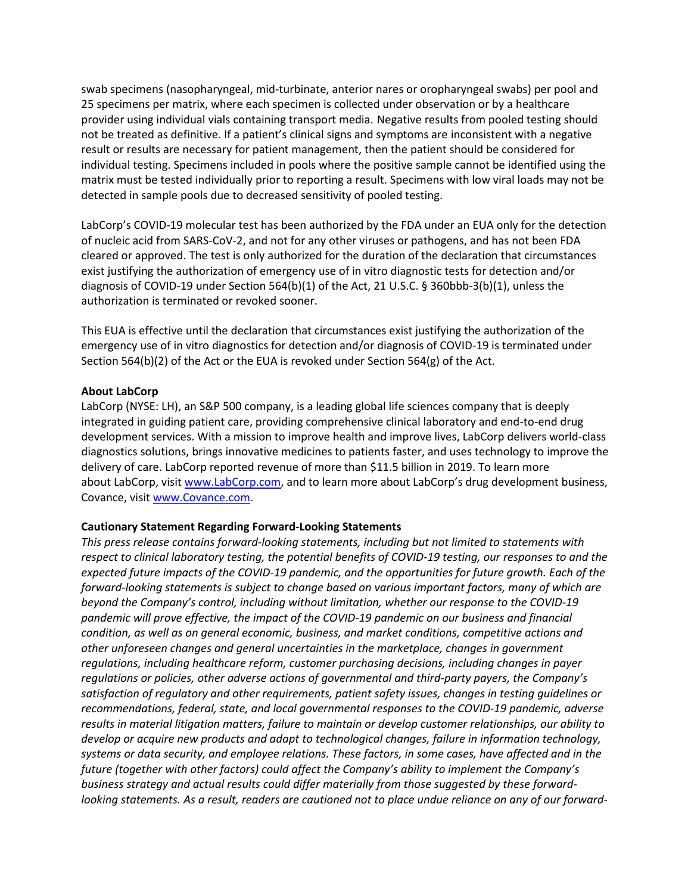swab specimens (nasopharyngeal, mid-turbinate, anterior nares or oropharyngeal swabs) per pool and 25 specimens per matrix, where each specimen is collected under observation or by a healthcare provider using individual vials containing transport media. Negative results from pooled testing should not be treated as definitive. If a patient's clinical signs and symptoms are inconsistent with a negative result or results are necessary for patient management, then the patient should be considered for individual testing. Specimens included in pools where the positive sample cannot be identified using the matrix must be tested individually prior to reporting a result. Specimens with low viral loads may not be detected in sample pools due to decreased sensitivity of pooled testing.

LabCorp's COVID-19 molecular test has been authorized by the FDA under an EUA only for the detection of nucleic acid from SARS-CoV-2, and not for any other viruses or pathogens, and has not been FDA cleared or approved. The test is only authorized for the duration of the declaration that circumstances exist justifying the authorization of emergency use of in vitro diagnostic tests for detection and/or diagnosis of COVID-19 under Section 564(b)(1) of the Act, 21 U.S.C. § 360bbb-3(b)(1), unless the authorization is terminated or revoked sooner.

This EUA is effective until the declaration that circumstances exist justifying the authorization of the emergency use of in vitro diagnostics for detection and/or diagnosis of COVID-19 is terminated under Section 564(b)(2) of the Act or the EUA is revoked under Section 564(g) of the Act.

**About LabCorp**

LabCorp (NYSE: LH), an S&P 500 company, is a leading global life sciences company that is deeply integrated in guiding patient care, providing comprehensive clinical laboratory and end-to-end drug development services. With a mission to improve health and improve lives, LabCorp delivers world-class diagnostics solutions, brings innovative medicines to patients faster, and uses technology to improve the delivery of care. LabCorp reported revenue of more than $11.5 billion in 2019. To learn more about LabCorp, visit [www.LabCorp.com](www.LabCorp.com), and to learn more about LabCorp's drug development business, Covance, visit [www.Covance.com](www.Covance.com).

**Cautionary Statement Regarding Forward-Looking Statements**

*This press release contains forward-looking statements, including but not limited to statements with respect to clinical laboratory testing, the potential benefits of COVID-19 testing, our responses to and the expected future impacts of the COVID-19 pandemic, and the opportunities for future growth. Each of the forward-looking statements is subject to change based on various important factors, many of which are beyond the Company's control, including without limitation, whether our response to the COVID-19 pandemic will prove effective, the impact of the COVID-19 pandemic on our business and financial condition, as well as on general economic, business, and market conditions, competitive actions and other unforeseen changes and general uncertainties in the marketplace, changes in government regulations, including healthcare reform, customer purchasing decisions, including changes in payer regulations or policies, other adverse actions of governmental and third-party payers, the Company's satisfaction of regulatory and other requirements, patient safety issues, changes in testing guidelines or recommendations, federal, state, and local governmental responses to the COVID-19 pandemic, adverse results in material litigation matters, failure to maintain or develop customer relationships, our ability to develop or acquire new products and adapt to technological changes, failure in information technology, systems or data security, and employee relations. These factors, in some cases, have affected and in the future (together with other factors) could affect the Company's ability to implement the Company's business strategy and actual results could differ materially from those suggested by these forward-looking statements. As a result, readers are cautioned not to place undue reliance on any of our forward-*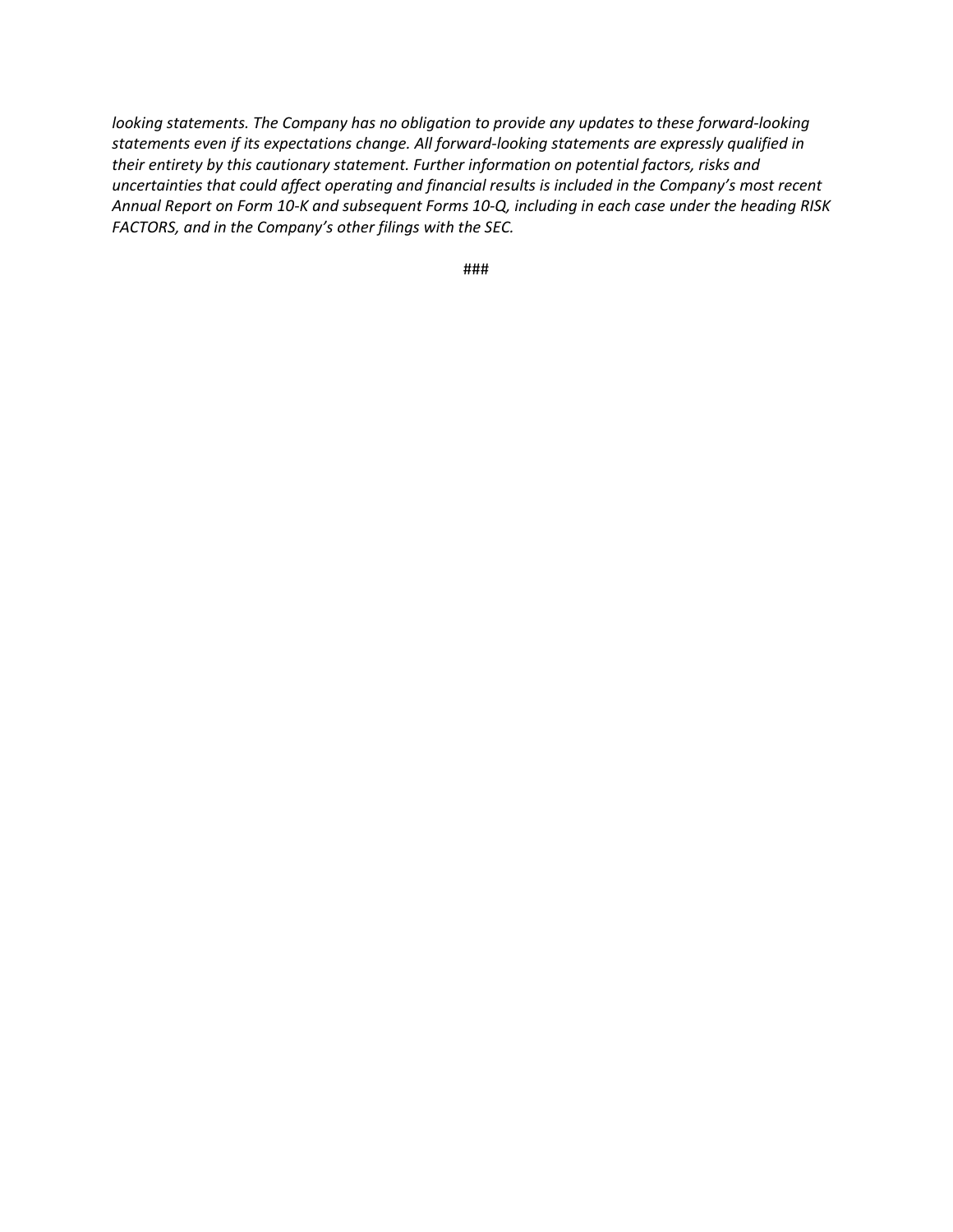*looking statements. The Company has no obligation to provide any updates to these forward-looking statements even if its expectations change. All forward-looking statements are expressly qualified in their entirety by this cautionary statement. Further information on potential factors, risks and uncertainties that could affect operating and financial results is included in the Company's most recent Annual Report on Form 10-K and subsequent Forms 10-Q, including in each case under the heading RISK FACTORS, and in the Company's other filings with the SEC.*

###